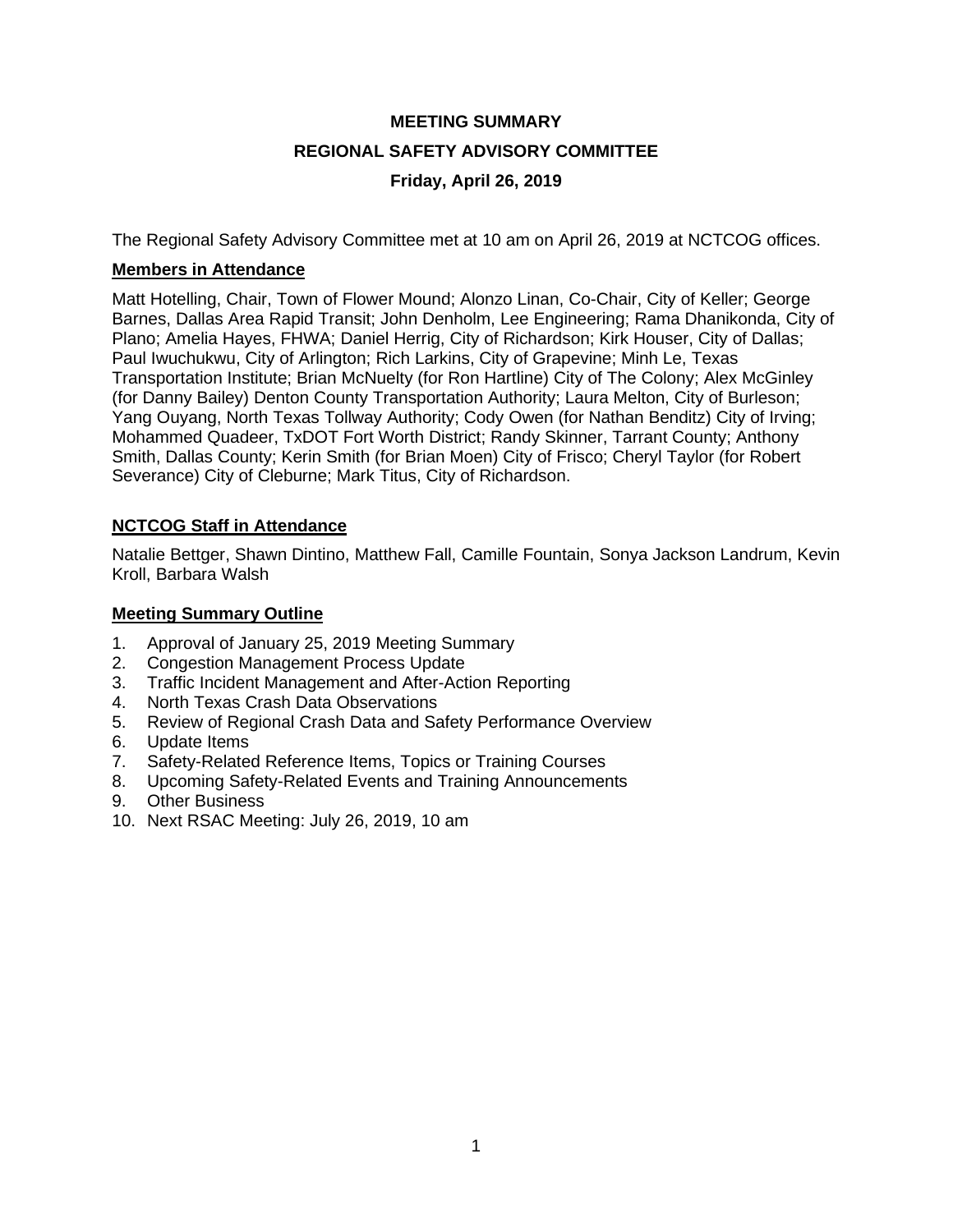# MEETING SUMMARY

## REGIONAL SAFETY ADVISORY COMMITTEE

### Friday, April 26, 2019

The Regional Safety Advisory Committee met at 10 am on April 26, 2019 at NCTCOG offices.

**Members in Attendance**

Matt Hotelling, Chair, Town of Flower Mound; Alonzo Linan, Co-Chair, City of Keller; George Barnes, Dallas Area Rapid Transit; John Denholm, Lee Engineering; Rama Dhanikonda, City of Plano; Amelia Hayes, FHWA; Daniel Herrig, City of Richardson; Kirk Houser, City of Dallas; Paul Iwuchukwu, City of Arlington; Rich Larkins, City of Grapevine; Minh Le, Texas Transportation Institute; Brian McNuelty (for Ron Hartline) City of The Colony; Alex McGinley (for Danny Bailey) Denton County Transportation Authority; Laura Melton, City of Burleson; Yang Ouyang, North Texas Tollway Authority; Cody Owen (for Nathan Benditz) City of Irving; Mohammed Quadeer, TxDOT Fort Worth District; Randy Skinner, Tarrant County; Anthony Smith, Dallas County; Kerin Smith (for Brian Moen) City of Frisco; Cheryl Taylor (for Robert Severance) City of Cleburne; Mark Titus, City of Richardson.

**NCTCOG Staff in Attendance**

Natalie Bettger, Shawn Dintino, Matthew Fall, Camille Fountain, Sonya Jackson Landrum, Kevin Kroll, Barbara Walsh

**Meeting Summary Outline**

1. Approval of January 25, 2019 Meeting Summary
2. Congestion Management Process Update
3. Traffic Incident Management and After-Action Reporting
4. North Texas Crash Data Observations
5. Review of Regional Crash Data and Safety Performance Overview
6. Update Items
7. Safety-Related Reference Items, Topics or Training Courses
8. Upcoming Safety-Related Events and Training Announcements
9. Other Business
10. Next RSAC Meeting: July 26, 2019, 10 am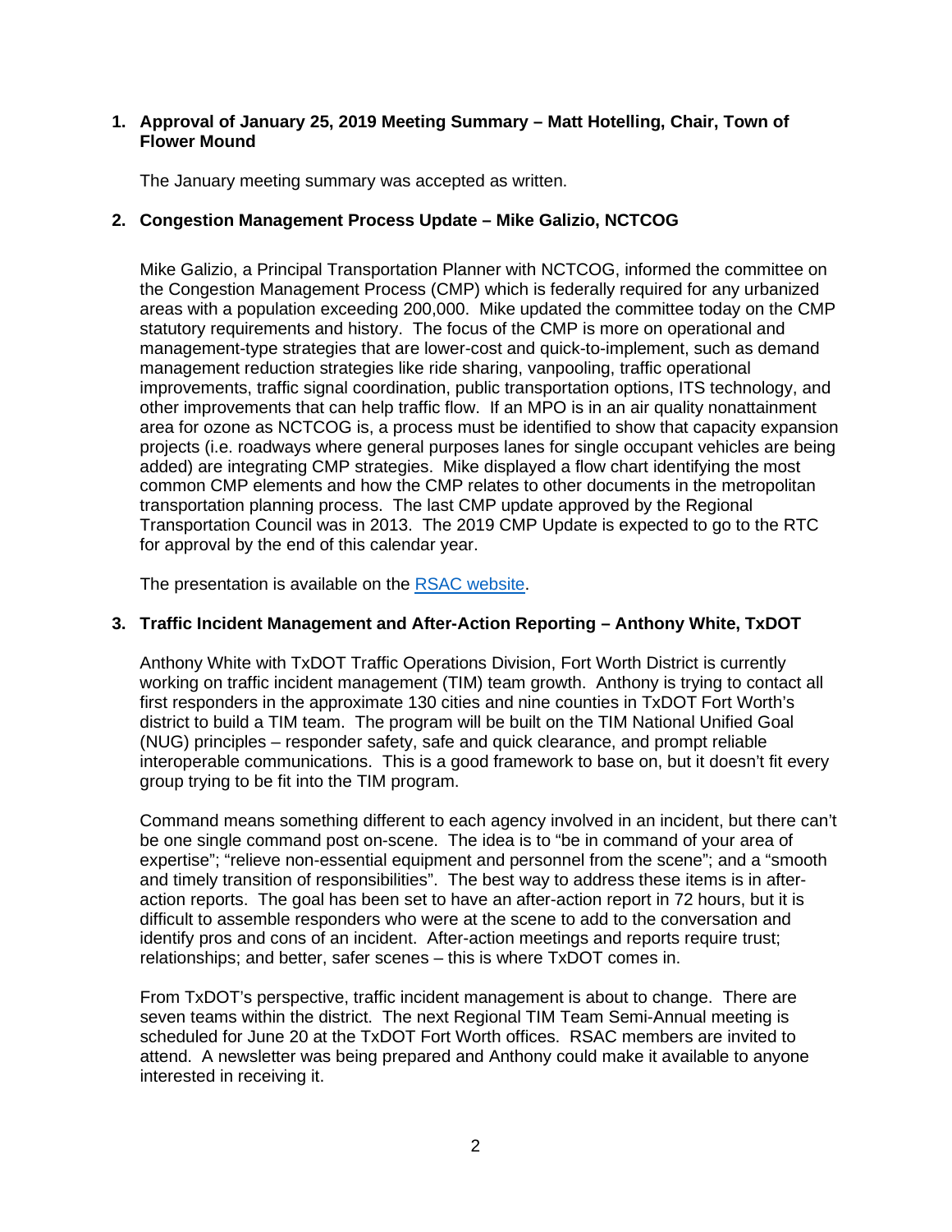1. **Approval of January 25, 2019 Meeting Summary – Matt Hotelling, Chair, Town of Flower Mound**

   The January meeting summary was accepted as written.

2. **Congestion Management Process Update – Mike Galizio, NCTCOG**

   Mike Galizio, a Principal Transportation Planner with NCTCOG, informed the committee on the Congestion Management Process (CMP) which is federally required for any urbanized areas with a population exceeding 200,000. Mike updated the committee today on the CMP statutory requirements and history. The focus of the CMP is more on operational and management-type strategies that are lower-cost and quick-to-implement, such as demand management reduction strategies like ride sharing, vanpooling, traffic operational improvements, traffic signal coordination, public transportation options, ITS technology, and other improvements that can help traffic flow. If an MPO is in an air quality nonattainment area for ozone as NCTCOG is, a process must be identified to show that capacity expansion projects (i.e. roadways where general purposes lanes for single occupant vehicles are being added) are integrating CMP strategies. Mike displayed a flow chart identifying the most common CMP elements and how the CMP relates to other documents in the metropolitan transportation planning process. The last CMP update approved by the Regional Transportation Council was in 2013. The 2019 CMP Update is expected to go to the RTC for approval by the end of this calendar year.

   The presentation is available on the [RSAC website](#).

3. **Traffic Incident Management and After-Action Reporting – Anthony White, TxDOT**

   Anthony White with TxDOT Traffic Operations Division, Fort Worth District is currently working on traffic incident management (TIM) team growth. Anthony is trying to contact all first responders in the approximate 130 cities and nine counties in TxDOT Fort Worth's district to build a TIM team. The program will be built on the TIM National Unified Goal (NUG) principles – responder safety, safe and quick clearance, and prompt reliable interoperable communications. This is a good framework to base on, but it doesn't fit every group trying to be fit into the TIM program.

   Command means something different to each agency involved in an incident, but there can't be one single command post on-scene. The idea is to "be in command of your area of expertise"; "relieve non-essential equipment and personnel from the scene"; and a "smooth and timely transition of responsibilities". The best way to address these items is in after-action reports. The goal has been set to have an after-action report in 72 hours, but it is difficult to assemble responders who were at the scene to add to the conversation and identify pros and cons of an incident. After-action meetings and reports require trust; relationships; and better, safer scenes – this is where TxDOT comes in.

   From TxDOT's perspective, traffic incident management is about to change. There are seven teams within the district. The next Regional TIM Team Semi-Annual meeting is scheduled for June 20 at the TxDOT Fort Worth offices. RSAC members are invited to attend. A newsletter was being prepared and Anthony could make it available to anyone interested in receiving it.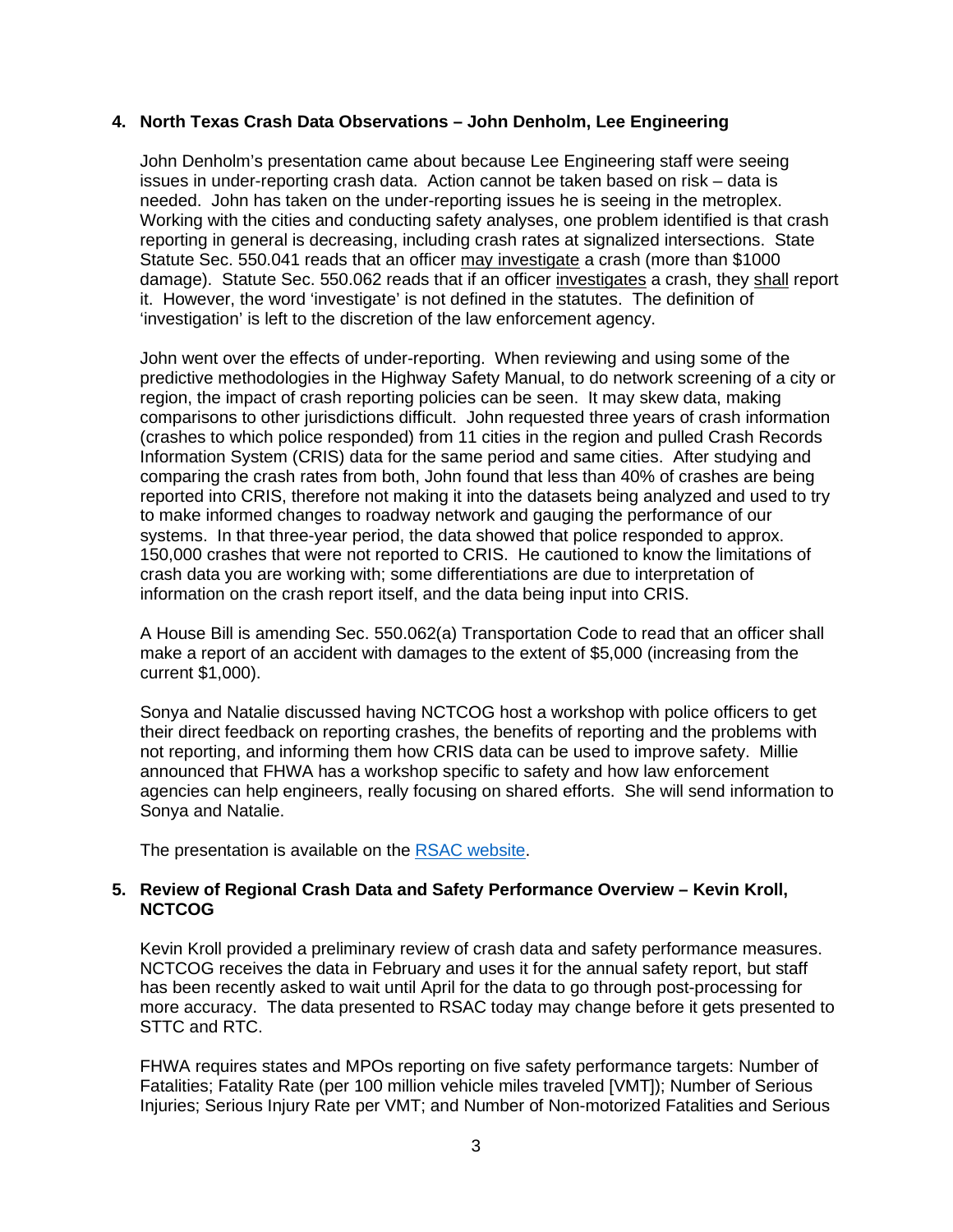**4. North Texas Crash Data Observations – John Denholm, Lee Engineering**

John Denholm's presentation came about because Lee Engineering staff were seeing issues in under-reporting crash data. Action cannot be taken based on risk – data is needed. John has taken on the under-reporting issues he is seeing in the metroplex. Working with the cities and conducting safety analyses, one problem identified is that crash reporting in general is decreasing, including crash rates at signalized intersections. State Statute Sec. 550.041 reads that an officer may investigate a crash (more than $1000 damage). Statute Sec. 550.062 reads that if an officer investigates a crash, they shall report it. However, the word 'investigate' is not defined in the statutes. The definition of 'investigation' is left to the discretion of the law enforcement agency.

John went over the effects of under-reporting. When reviewing and using some of the predictive methodologies in the Highway Safety Manual, to do network screening of a city or region, the impact of crash reporting policies can be seen. It may skew data, making comparisons to other jurisdictions difficult. John requested three years of crash information (crashes to which police responded) from 11 cities in the region and pulled Crash Records Information System (CRIS) data for the same period and same cities. After studying and comparing the crash rates from both, John found that less than 40% of crashes are being reported into CRIS, therefore not making it into the datasets being analyzed and used to try to make informed changes to roadway network and gauging the performance of our systems. In that three-year period, the data showed that police responded to approx. 150,000 crashes that were not reported to CRIS. He cautioned to know the limitations of crash data you are working with; some differentiations are due to interpretation of information on the crash report itself, and the data being input into CRIS.

A House Bill is amending Sec. 550.062(a) Transportation Code to read that an officer shall make a report of an accident with damages to the extent of $5,000 (increasing from the current $1,000).

Sonya and Natalie discussed having NCTCOG host a workshop with police officers to get their direct feedback on reporting crashes, the benefits of reporting and the problems with not reporting, and informing them how CRIS data can be used to improve safety. Millie announced that FHWA has a workshop specific to safety and how law enforcement agencies can help engineers, really focusing on shared efforts. She will send information to Sonya and Natalie.

The presentation is available on the RSAC website.

**5. Review of Regional Crash Data and Safety Performance Overview – Kevin Kroll, NCTCOG**

Kevin Kroll provided a preliminary review of crash data and safety performance measures. NCTCOG receives the data in February and uses it for the annual safety report, but staff has been recently asked to wait until April for the data to go through post-processing for more accuracy. The data presented to RSAC today may change before it gets presented to STTC and RTC.

FHWA requires states and MPOs reporting on five safety performance targets: Number of Fatalities; Fatality Rate (per 100 million vehicle miles traveled [VMT]); Number of Serious Injuries; Serious Injury Rate per VMT; and Number of Non-motorized Fatalities and Serious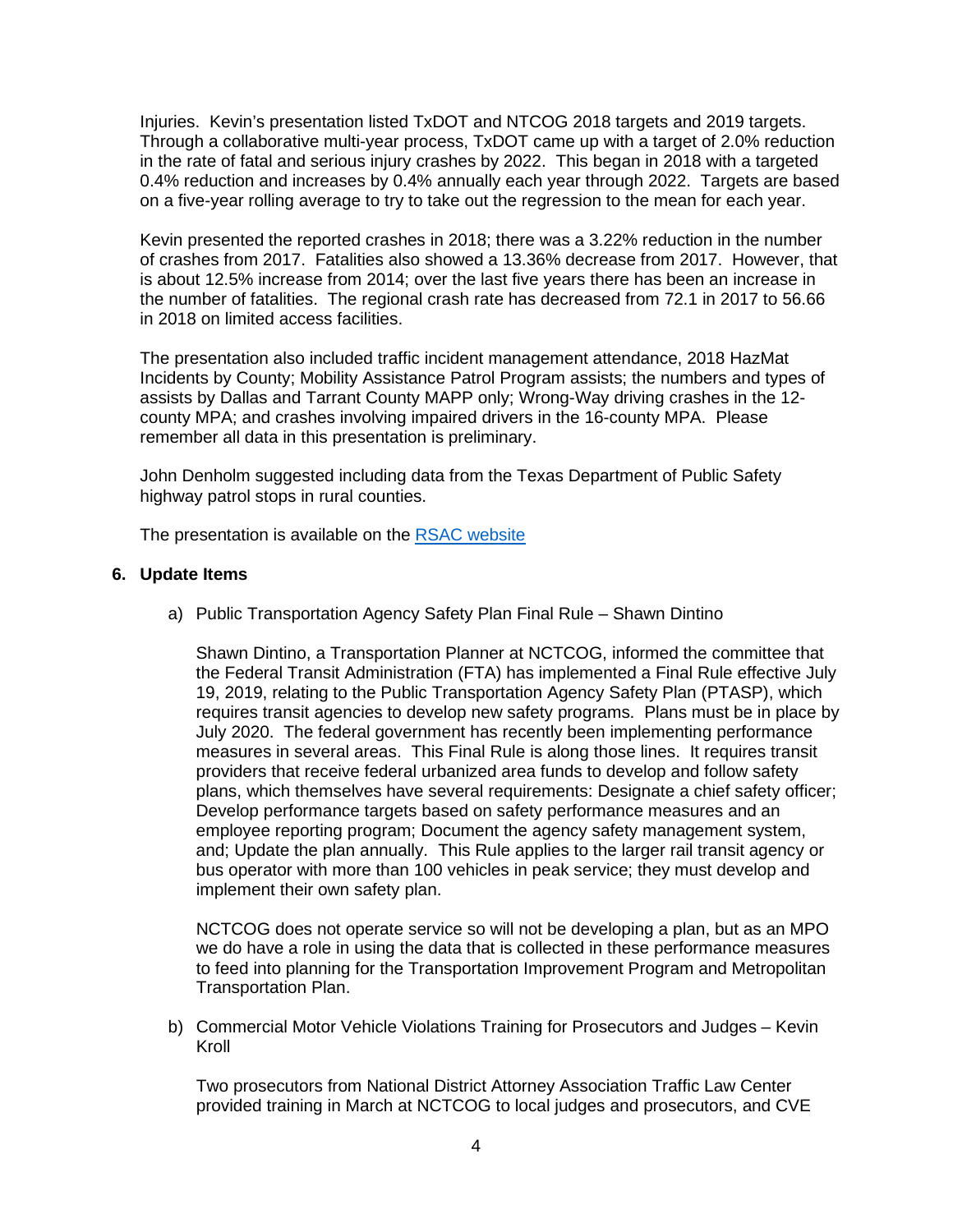Injuries. Kevin's presentation listed TxDOT and NTCOG 2018 targets and 2019 targets. Through a collaborative multi-year process, TxDOT came up with a target of 2.0% reduction in the rate of fatal and serious injury crashes by 2022. This began in 2018 with a targeted 0.4% reduction and increases by 0.4% annually each year through 2022. Targets are based on a five-year rolling average to try to take out the regression to the mean for each year.

Kevin presented the reported crashes in 2018; there was a 3.22% reduction in the number of crashes from 2017. Fatalities also showed a 13.36% decrease from 2017. However, that is about 12.5% increase from 2014; over the last five years there has been an increase in the number of fatalities. The regional crash rate has decreased from 72.1 in 2017 to 56.66 in 2018 on limited access facilities.

The presentation also included traffic incident management attendance, 2018 HazMat Incidents by County; Mobility Assistance Patrol Program assists; the numbers and types of assists by Dallas and Tarrant County MAPP only; Wrong-Way driving crashes in the 12-county MPA; and crashes involving impaired drivers in the 16-county MPA. Please remember all data in this presentation is preliminary.

John Denholm suggested including data from the Texas Department of Public Safety highway patrol stops in rural counties.

The presentation is available on the RSAC website

**6. Update Items**

a) Public Transportation Agency Safety Plan Final Rule – Shawn Dintino

Shawn Dintino, a Transportation Planner at NCTCOG, informed the committee that the Federal Transit Administration (FTA) has implemented a Final Rule effective July 19, 2019, relating to the Public Transportation Agency Safety Plan (PTASP), which requires transit agencies to develop new safety programs. Plans must be in place by July 2020. The federal government has recently been implementing performance measures in several areas. This Final Rule is along those lines. It requires transit providers that receive federal urbanized area funds to develop and follow safety plans, which themselves have several requirements: Designate a chief safety officer; Develop performance targets based on safety performance measures and an employee reporting program; Document the agency safety management system, and; Update the plan annually. This Rule applies to the larger rail transit agency or bus operator with more than 100 vehicles in peak service; they must develop and implement their own safety plan.

NCTCOG does not operate service so will not be developing a plan, but as an MPO we do have a role in using the data that is collected in these performance measures to feed into planning for the Transportation Improvement Program and Metropolitan Transportation Plan.

b) Commercial Motor Vehicle Violations Training for Prosecutors and Judges – Kevin Kroll

Two prosecutors from National District Attorney Association Traffic Law Center provided training in March at NCTCOG to local judges and prosecutors, and CVE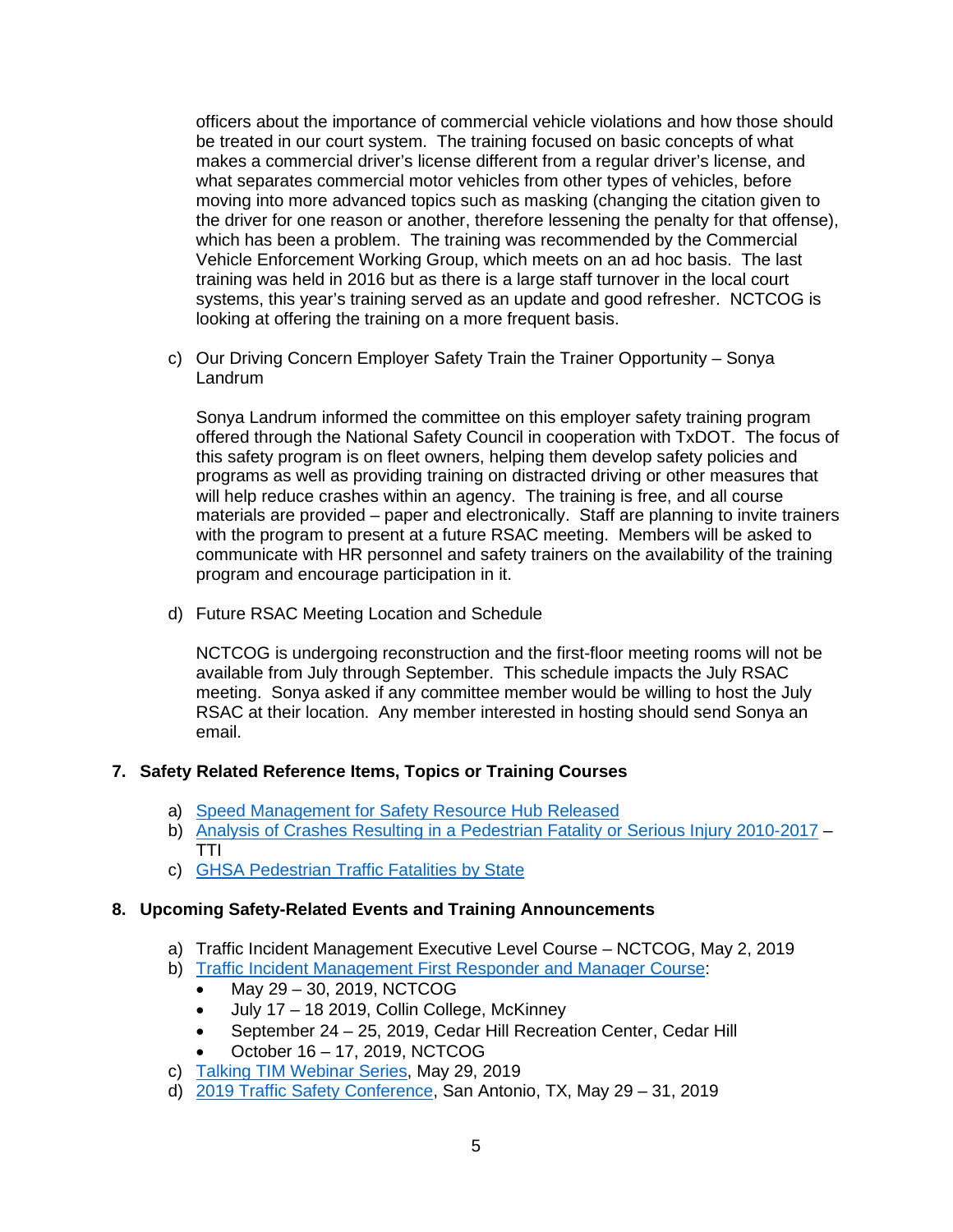officers about the importance of commercial vehicle violations and how those should be treated in our court system. The training focused on basic concepts of what makes a commercial driver's license different from a regular driver's license, and what separates commercial motor vehicles from other types of vehicles, before moving into more advanced topics such as masking (changing the citation given to the driver for one reason or another, therefore lessening the penalty for that offense), which has been a problem. The training was recommended by the Commercial Vehicle Enforcement Working Group, which meets on an ad hoc basis. The last training was held in 2016 but as there is a large staff turnover in the local court systems, this year's training served as an update and good refresher. NCTCOG is looking at offering the training on a more frequent basis.

c) Our Driving Concern Employer Safety Train the Trainer Opportunity – Sonya Landrum

Sonya Landrum informed the committee on this employer safety training program offered through the National Safety Council in cooperation with TxDOT. The focus of this safety program is on fleet owners, helping them develop safety policies and programs as well as providing training on distracted driving or other measures that will help reduce crashes within an agency. The training is free, and all course materials are provided – paper and electronically. Staff are planning to invite trainers with the program to present at a future RSAC meeting. Members will be asked to communicate with HR personnel and safety trainers on the availability of the training program and encourage participation in it.

d) Future RSAC Meeting Location and Schedule

NCTCOG is undergoing reconstruction and the first-floor meeting rooms will not be available from July through September. This schedule impacts the July RSAC meeting. Sonya asked if any committee member would be willing to host the July RSAC at their location. Any member interested in hosting should send Sonya an email.

**7. Safety Related Reference Items, Topics or Training Courses**

a) Speed Management for Safety Resource Hub Released
b) Analysis of Crashes Resulting in a Pedestrian Fatality or Serious Injury 2010-2017 – TTI
c) GHSA Pedestrian Traffic Fatalities by State

**8. Upcoming Safety-Related Events and Training Announcements**

a) Traffic Incident Management Executive Level Course – NCTCOG, May 2, 2019
b) Traffic Incident Management First Responder and Manager Course:
   - May 29 – 30, 2019, NCTCOG
   - July 17 – 18 2019, Collin College, McKinney
   - September 24 – 25, 2019, Cedar Hill Recreation Center, Cedar Hill
   - October 16 – 17, 2019, NCTCOG
c) Talking TIM Webinar Series, May 29, 2019
d) 2019 Traffic Safety Conference, San Antonio, TX, May 29 – 31, 2019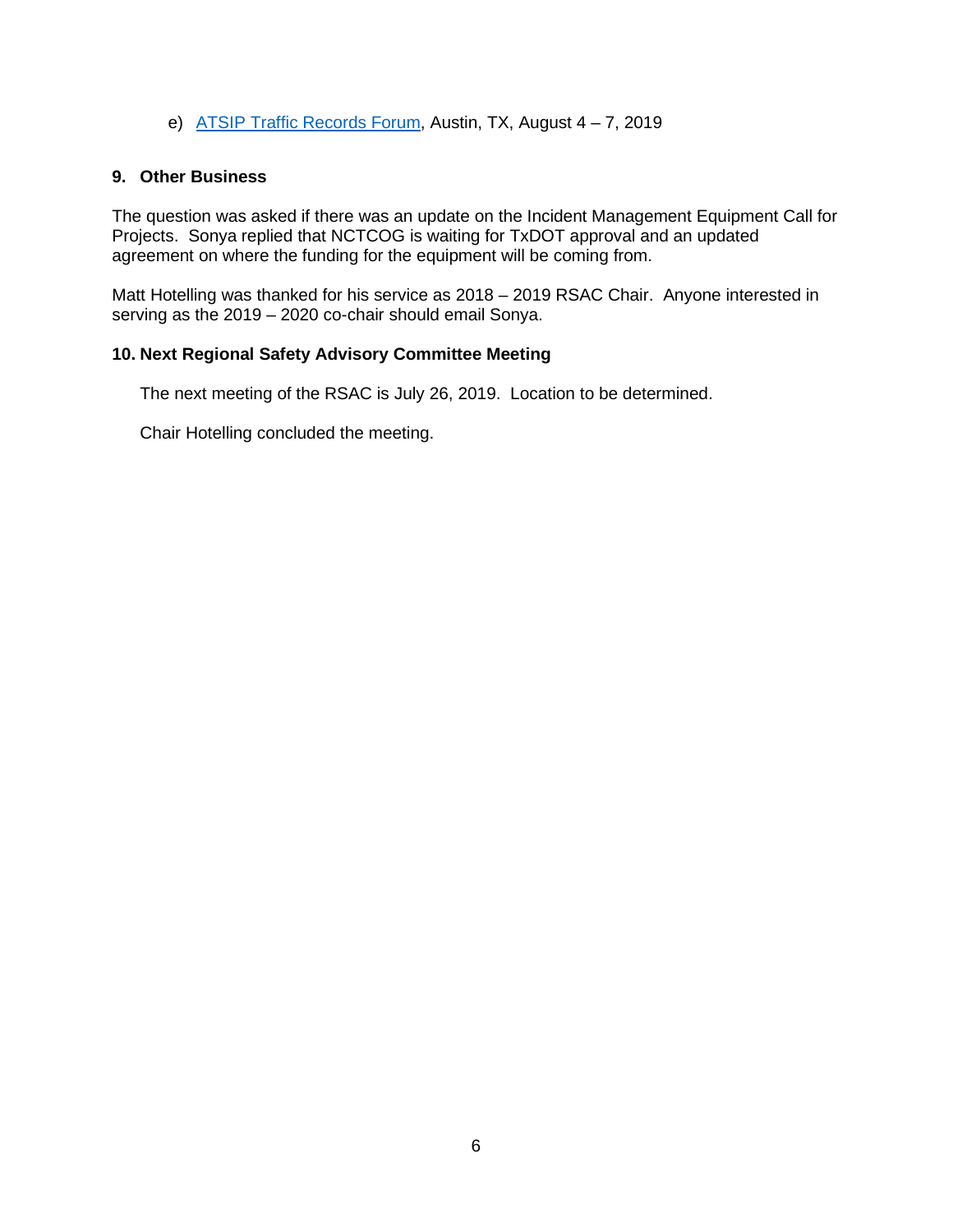e) [ATSIP Traffic Records Forum](), Austin, TX, August 4 – 7, 2019

## 9. Other Business

The question was asked if there was an update on the Incident Management Equipment Call for Projects. Sonya replied that NCTCOG is waiting for TxDOT approval and an updated agreement on where the funding for the equipment will be coming from.

Matt Hotelling was thanked for his service as 2018 – 2019 RSAC Chair. Anyone interested in serving as the 2019 – 2020 co-chair should email Sonya.

## 10. Next Regional Safety Advisory Committee Meeting

The next meeting of the RSAC is July 26, 2019. Location to be determined.

Chair Hotelling concluded the meeting.